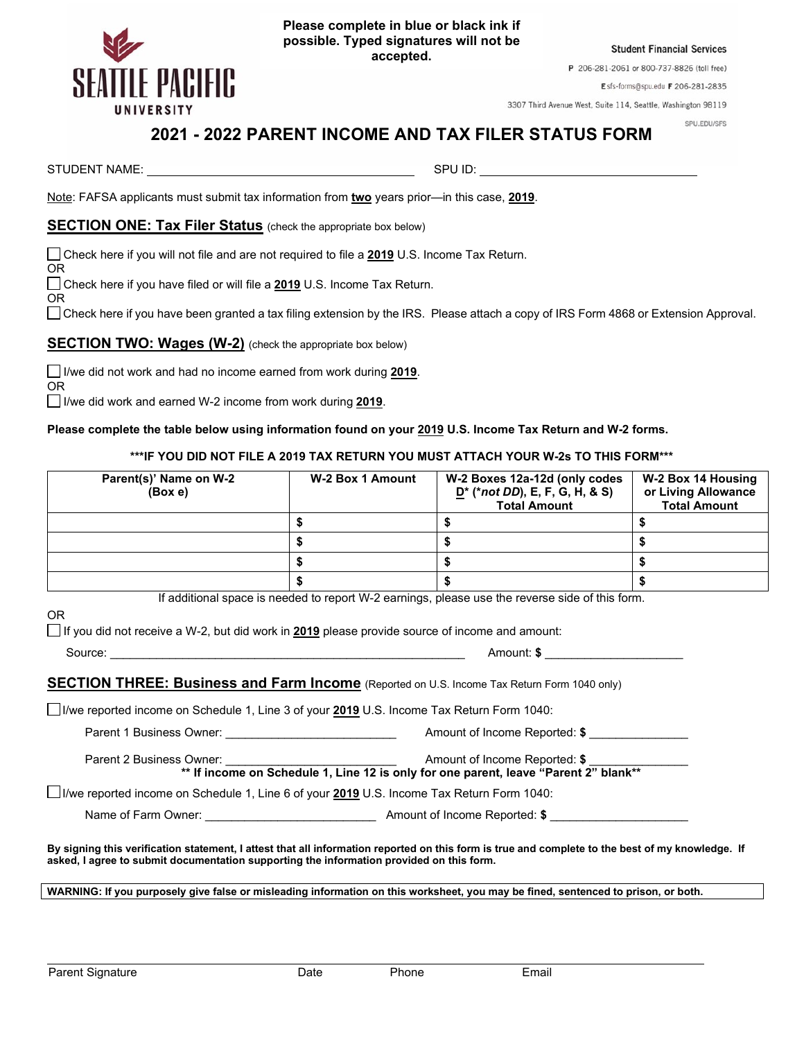**Please complete in blue or black ink if possible. Typed signatures will not be accepted.**

SEATTLE PACIFIC UNIVERSITY

**Student Financial Services**
P 206-281-2061 or 800-737-8826 (toll free)
E sfs-forms@spu.edu F 206-281-2835
3307 Third Avenue West, Suite 114, Seattle, Washington 98119
SPU.EDU/SFS

# 2021 - 2022 PARENT INCOME AND TAX FILER STATUS FORM

STUDENT NAME: ______________________________________ SPU ID: ______________________________

Note: FAFSA applicants must submit tax information from **two** years prior—in this case, **2019**.

## SECTION ONE: Tax Filer Status (check the appropriate box below)

☐ Check here if you will not file and are not required to file a **2019** U.S. Income Tax Return.
OR
☐ Check here if you have filed or will file a **2019** U.S. Income Tax Return.
OR
☐ Check here if you have been granted a tax filing extension by the IRS. Please attach a copy of IRS Form 4868 or Extension Approval.

## SECTION TWO: Wages (W-2) (check the appropriate box below)

☐ I/we did not work and had no income earned from work during **2019**.
OR
☐ I/we did work and earned W-2 income from work during **2019**.

**Please complete the table below using information found on your 2019 U.S. Income Tax Return and W-2 forms.**

**\*\*\*IF YOU DID NOT FILE A 2019 TAX RETURN YOU MUST ATTACH YOUR W-2s TO THIS FORM\*\*\***

| Parent(s)' Name on W-2 (Box e) | W-2 Box 1 Amount | W-2 Boxes 12a-12d (only codes D* (*not DD), E, F, G, H, & S) Total Amount | W-2 Box 14 Housing or Living Allowance Total Amount |
|---|---|---|---|
| | $ | $ | $ |
| | $ | $ | $ |
| | $ | $ | $ |
| | $ | $ | $ |

If additional space is needed to report W-2 earnings, please use the reverse side of this form.

OR
☐ If you did not receive a W-2, but did work in **2019** please provide source of income and amount:

Source: ________________________________________________ Amount: $ ____________________

## SECTION THREE: Business and Farm Income (Reported on U.S. Income Tax Return Form 1040 only)

☐ I/we reported income on Schedule 1, Line 3 of your **2019** U.S. Income Tax Return Form 1040:

Parent 1 Business Owner: __________________________ Amount of Income Reported: $ _______________

Parent 2 Business Owner: __________________________ Amount of Income Reported: $ _______________

**\*\* If income on Schedule 1, Line 12 is only for one parent, leave "Parent 2" blank\*\***

☐ I/we reported income on Schedule 1, Line 6 of your **2019** U.S. Income Tax Return Form 1040:

Name of Farm Owner: __________________________ Amount of Income Reported: $ ____________________

**By signing this verification statement, I attest that all information reported on this form is true and complete to the best of my knowledge. If asked, I agree to submit documentation supporting the information provided on this form.**

**WARNING: If you purposely give false or misleading information on this worksheet, you may be fined, sentenced to prison, or both.**

_____________________________________________________________________________

Parent Signature Date Phone Email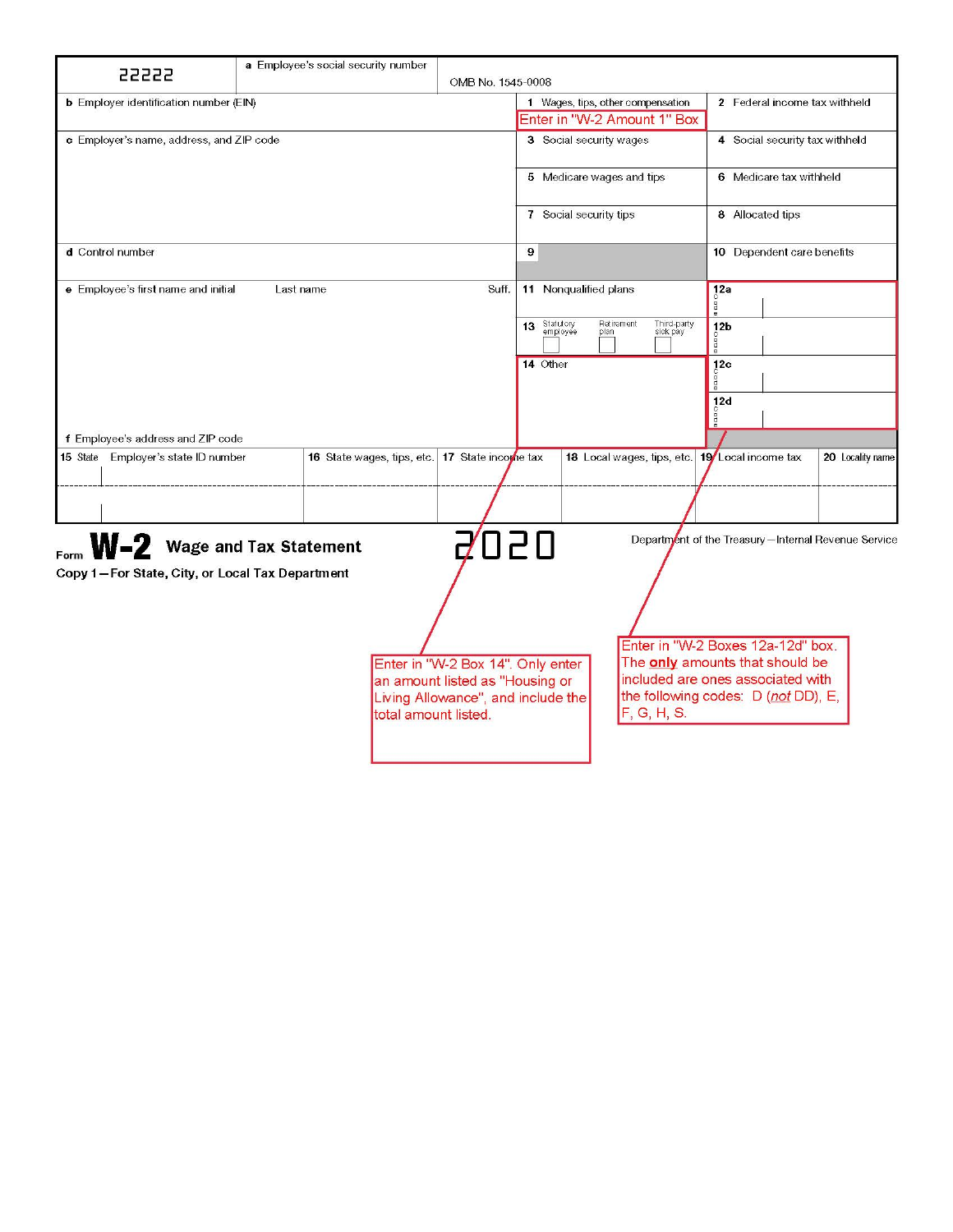| 22222 | a Employee's social security number | OMB No. 1545-0008 | |
|---|---|---|---|
| b Employer identification number (EIN) | | 1 Wages, tips, other compensation<br>Enter in "W-2 Amount 1" Box | 2 Federal income tax withheld |
| c Employer's name, address, and ZIP code | | 3 Social security wages | 4 Social security tax withheld |
| | | 5 Medicare wages and tips | 6 Medicare tax withheld |
| | | 7 Social security tips | 8 Allocated tips |
| d Control number | | 9 | 10 Dependent care benefits |
| e Employee's first name and initial Last name Suff. | | 11 Nonqualified plans | 12a Code |
| | | 13 Statutory employee / Retirement plan / Third-party sick pay | 12b Code |
| | | 14 Other | 12c Code |
| f Employee's address and ZIP code | | | 12d Code |

| 15 State | Employer's state ID number | 16 State wages, tips, etc. | 17 State income tax | 18 Local wages, tips, etc. | 19 Local income tax | 20 Locality name |
|---|---|---|---|---|---|---|
| | | | | | | |

Form **W-2** Wage and Tax Statement 2020

Copy 1—For State, City, or Local Tax Department

Department of the Treasury—Internal Revenue Service

Enter in "W-2 Box 14". Only enter an amount listed as "Housing or Living Allowance", and include the total amount listed.

Enter in "W-2 Boxes 12a-12d" box. The **only** amounts that should be included are ones associated with the following codes: D (*not* DD), E, F, G, H, S.